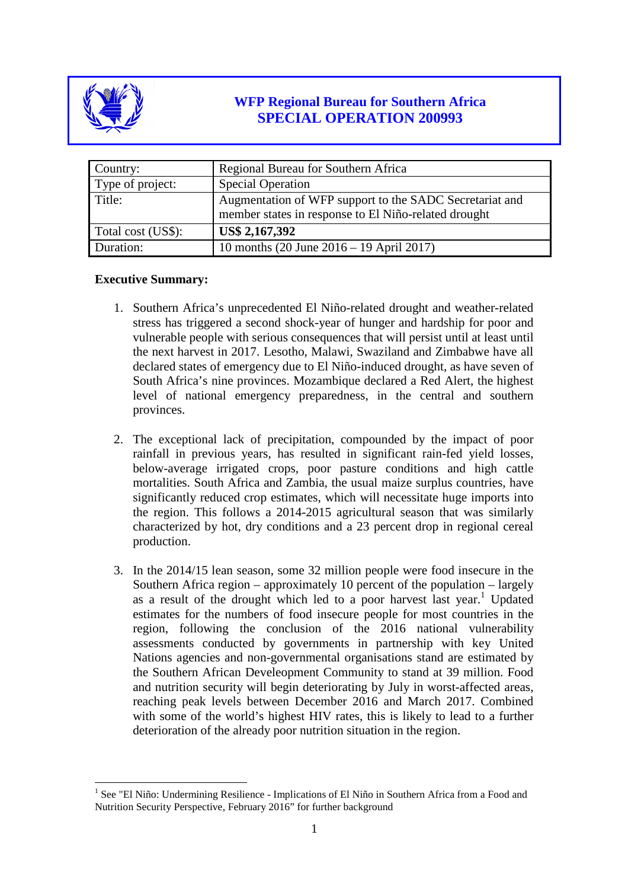# WFP Regional Bureau for Southern Africa
# SPECIAL OPERATION 200993

| Country: | Regional Bureau for Southern Africa |
|---|---|
| Type of project: | Special Operation |
| Title: | Augmentation of WFP support to the SADC Secretariat and member states in response to El Niño-related drought |
| Total cost (US$): | **US$ 2,167,392** |
| Duration: | 10 months (20 June 2016 – 19 April 2017) |

**Executive Summary:**

1. Southern Africa's unprecedented El Niño-related drought and weather-related stress has triggered a second shock-year of hunger and hardship for poor and vulnerable people with serious consequences that will persist until at least until the next harvest in 2017. Lesotho, Malawi, Swaziland and Zimbabwe have all declared states of emergency due to El Niño-induced drought, as have seven of South Africa's nine provinces. Mozambique declared a Red Alert, the highest level of national emergency preparedness, in the central and southern provinces.

2. The exceptional lack of precipitation, compounded by the impact of poor rainfall in previous years, has resulted in significant rain-fed yield losses, below-average irrigated crops, poor pasture conditions and high cattle mortalities. South Africa and Zambia, the usual maize surplus countries, have significantly reduced crop estimates, which will necessitate huge imports into the region. This follows a 2014-2015 agricultural season that was similarly characterized by hot, dry conditions and a 23 percent drop in regional cereal production.

3. In the 2014/15 lean season, some 32 million people were food insecure in the Southern Africa region – approximately 10 percent of the population – largely as a result of the drought which led to a poor harvest last year.[1] Updated estimates for the numbers of food insecure people for most countries in the region, following the conclusion of the 2016 national vulnerability assessments conducted by governments in partnership with key United Nations agencies and non-governmental organisations stand are estimated by the Southern African Develeopment Community to stand at 39 million. Food and nutrition security will begin deteriorating by July in worst-affected areas, reaching peak levels between December 2016 and March 2017. Combined with some of the world's highest HIV rates, this is likely to lead to a further deterioration of the already poor nutrition situation in the region.

[1] See "El Niño: Undermining Resilience - Implications of El Niño in Southern Africa from a Food and Nutrition Security Perspective, February 2016" for further background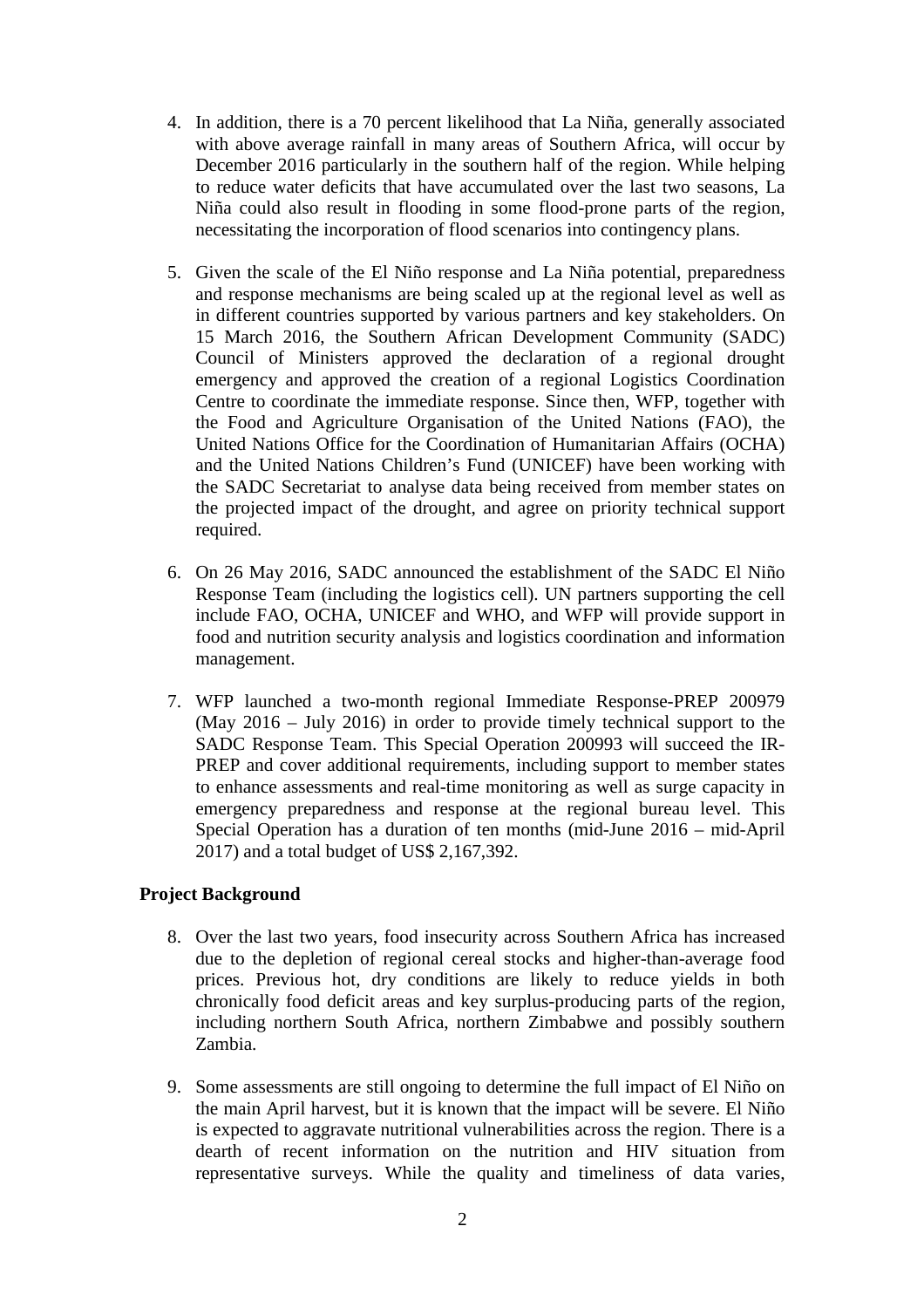4. In addition, there is a 70 percent likelihood that La Niña, generally associated with above average rainfall in many areas of Southern Africa, will occur by December 2016 particularly in the southern half of the region. While helping to reduce water deficits that have accumulated over the last two seasons, La Niña could also result in flooding in some flood-prone parts of the region, necessitating the incorporation of flood scenarios into contingency plans.

5. Given the scale of the El Niño response and La Niña potential, preparedness and response mechanisms are being scaled up at the regional level as well as in different countries supported by various partners and key stakeholders. On 15 March 2016, the Southern African Development Community (SADC) Council of Ministers approved the declaration of a regional drought emergency and approved the creation of a regional Logistics Coordination Centre to coordinate the immediate response. Since then, WFP, together with the Food and Agriculture Organisation of the United Nations (FAO), the United Nations Office for the Coordination of Humanitarian Affairs (OCHA) and the United Nations Children's Fund (UNICEF) have been working with the SADC Secretariat to analyse data being received from member states on the projected impact of the drought, and agree on priority technical support required.

6. On 26 May 2016, SADC announced the establishment of the SADC El Niño Response Team (including the logistics cell). UN partners supporting the cell include FAO, OCHA, UNICEF and WHO, and WFP will provide support in food and nutrition security analysis and logistics coordination and information management.

7. WFP launched a two-month regional Immediate Response-PREP 200979 (May 2016 – July 2016) in order to provide timely technical support to the SADC Response Team. This Special Operation 200993 will succeed the IR-PREP and cover additional requirements, including support to member states to enhance assessments and real-time monitoring as well as surge capacity in emergency preparedness and response at the regional bureau level. This Special Operation has a duration of ten months (mid-June 2016 – mid-April 2017) and a total budget of US$ 2,167,392.

**Project Background**

8. Over the last two years, food insecurity across Southern Africa has increased due to the depletion of regional cereal stocks and higher-than-average food prices. Previous hot, dry conditions are likely to reduce yields in both chronically food deficit areas and key surplus-producing parts of the region, including northern South Africa, northern Zimbabwe and possibly southern Zambia.

9. Some assessments are still ongoing to determine the full impact of El Niño on the main April harvest, but it is known that the impact will be severe. El Niño is expected to aggravate nutritional vulnerabilities across the region. There is a dearth of recent information on the nutrition and HIV situation from representative surveys. While the quality and timeliness of data varies,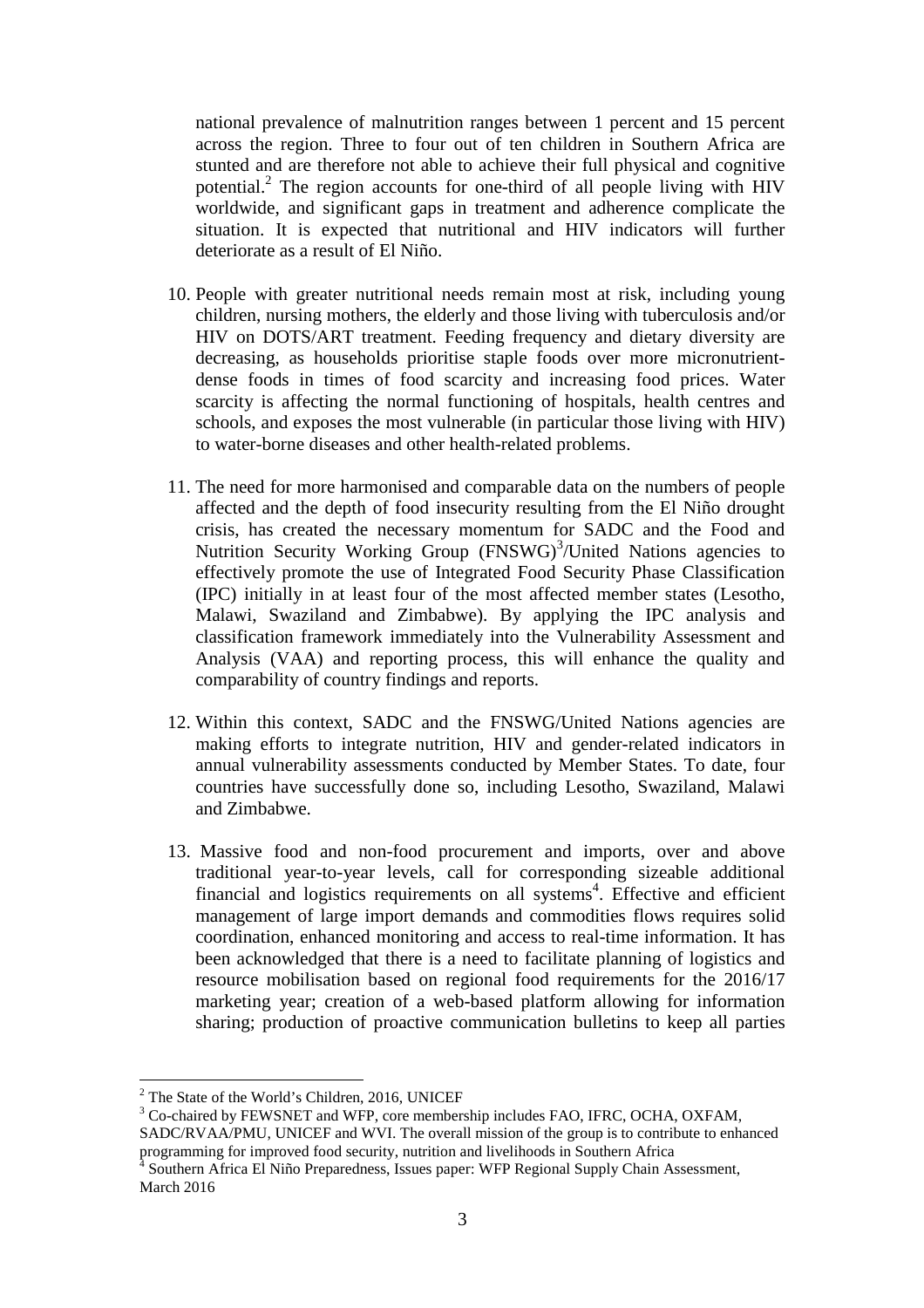national prevalence of malnutrition ranges between 1 percent and 15 percent across the region. Three to four out of ten children in Southern Africa are stunted and are therefore not able to achieve their full physical and cognitive potential.[2] The region accounts for one-third of all people living with HIV worldwide, and significant gaps in treatment and adherence complicate the situation. It is expected that nutritional and HIV indicators will further deteriorate as a result of El Niño.

10. People with greater nutritional needs remain most at risk, including young children, nursing mothers, the elderly and those living with tuberculosis and/or HIV on DOTS/ART treatment. Feeding frequency and dietary diversity are decreasing, as households prioritise staple foods over more micronutrient-dense foods in times of food scarcity and increasing food prices. Water scarcity is affecting the normal functioning of hospitals, health centres and schools, and exposes the most vulnerable (in particular those living with HIV) to water-borne diseases and other health-related problems.

11. The need for more harmonised and comparable data on the numbers of people affected and the depth of food insecurity resulting from the El Niño drought crisis, has created the necessary momentum for SADC and the Food and Nutrition Security Working Group (FNSWG)[3]/United Nations agencies to effectively promote the use of Integrated Food Security Phase Classification (IPC) initially in at least four of the most affected member states (Lesotho, Malawi, Swaziland and Zimbabwe). By applying the IPC analysis and classification framework immediately into the Vulnerability Assessment and Analysis (VAA) and reporting process, this will enhance the quality and comparability of country findings and reports.

12. Within this context, SADC and the FNSWG/United Nations agencies are making efforts to integrate nutrition, HIV and gender-related indicators in annual vulnerability assessments conducted by Member States. To date, four countries have successfully done so, including Lesotho, Swaziland, Malawi and Zimbabwe.

13. Massive food and non-food procurement and imports, over and above traditional year-to-year levels, call for corresponding sizeable additional financial and logistics requirements on all systems[4]. Effective and efficient management of large import demands and commodities flows requires solid coordination, enhanced monitoring and access to real-time information. It has been acknowledged that there is a need to facilitate planning of logistics and resource mobilisation based on regional food requirements for the 2016/17 marketing year; creation of a web-based platform allowing for information sharing; production of proactive communication bulletins to keep all parties

---

[2] The State of the World's Children, 2016, UNICEF

[3] Co-chaired by FEWSNET and WFP, core membership includes FAO, IFRC, OCHA, OXFAM, SADC/RVAA/PMU, UNICEF and WVI. The overall mission of the group is to contribute to enhanced programming for improved food security, nutrition and livelihoods in Southern Africa

[4] Southern Africa El Niño Preparedness, Issues paper: WFP Regional Supply Chain Assessment, March 2016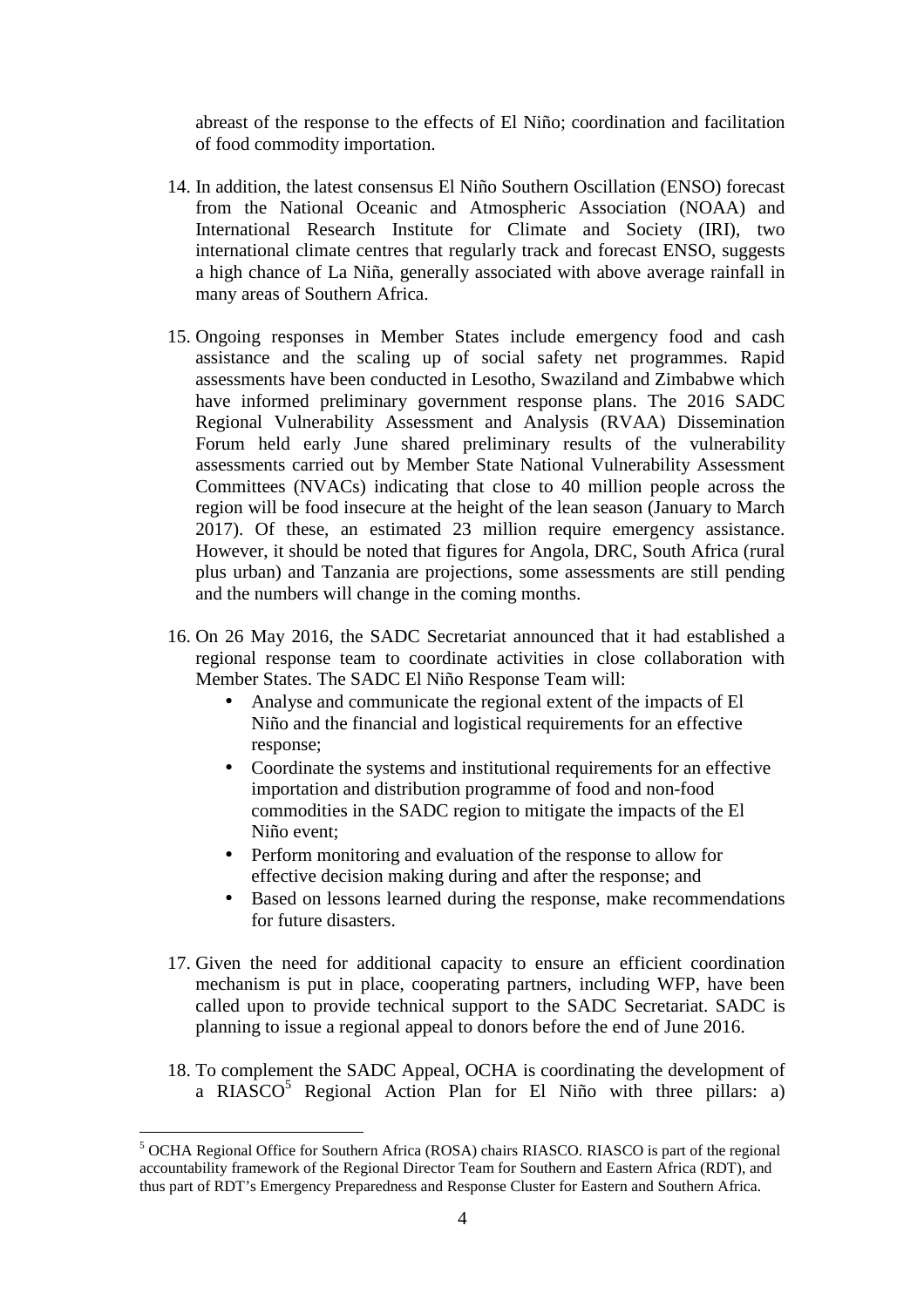abreast of the response to the effects of El Niño; coordination and facilitation of food commodity importation.

14. In addition, the latest consensus El Niño Southern Oscillation (ENSO) forecast from the National Oceanic and Atmospheric Association (NOAA) and International Research Institute for Climate and Society (IRI), two international climate centres that regularly track and forecast ENSO, suggests a high chance of La Niña, generally associated with above average rainfall in many areas of Southern Africa.

15. Ongoing responses in Member States include emergency food and cash assistance and the scaling up of social safety net programmes. Rapid assessments have been conducted in Lesotho, Swaziland and Zimbabwe which have informed preliminary government response plans. The 2016 SADC Regional Vulnerability Assessment and Analysis (RVAA) Dissemination Forum held early June shared preliminary results of the vulnerability assessments carried out by Member State National Vulnerability Assessment Committees (NVACs) indicating that close to 40 million people across the region will be food insecure at the height of the lean season (January to March 2017). Of these, an estimated 23 million require emergency assistance. However, it should be noted that figures for Angola, DRC, South Africa (rural plus urban) and Tanzania are projections, some assessments are still pending and the numbers will change in the coming months.

16. On 26 May 2016, the SADC Secretariat announced that it had established a regional response team to coordinate activities in close collaboration with Member States. The SADC El Niño Response Team will:
    - Analyse and communicate the regional extent of the impacts of El Niño and the financial and logistical requirements for an effective response;
    - Coordinate the systems and institutional requirements for an effective importation and distribution programme of food and non-food commodities in the SADC region to mitigate the impacts of the El Niño event;
    - Perform monitoring and evaluation of the response to allow for effective decision making during and after the response; and
    - Based on lessons learned during the response, make recommendations for future disasters.

17. Given the need for additional capacity to ensure an efficient coordination mechanism is put in place, cooperating partners, including WFP, have been called upon to provide technical support to the SADC Secretariat. SADC is planning to issue a regional appeal to donors before the end of June 2016.

18. To complement the SADC Appeal, OCHA is coordinating the development of a RIASCO[5] Regional Action Plan for El Niño with three pillars: a)

[5] OCHA Regional Office for Southern Africa (ROSA) chairs RIASCO. RIASCO is part of the regional accountability framework of the Regional Director Team for Southern and Eastern Africa (RDT), and thus part of RDT's Emergency Preparedness and Response Cluster for Eastern and Southern Africa.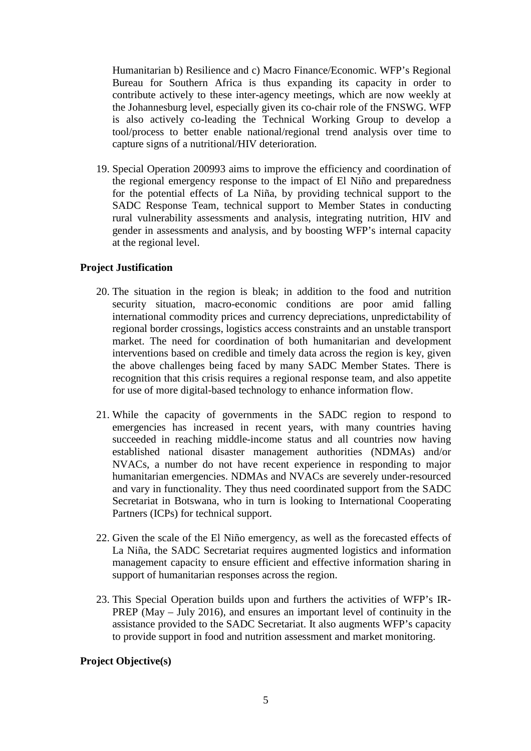Humanitarian b) Resilience and c) Macro Finance/Economic. WFP's Regional Bureau for Southern Africa is thus expanding its capacity in order to contribute actively to these inter-agency meetings, which are now weekly at the Johannesburg level, especially given its co-chair role of the FNSWG. WFP is also actively co-leading the Technical Working Group to develop a tool/process to better enable national/regional trend analysis over time to capture signs of a nutritional/HIV deterioration.

19. Special Operation 200993 aims to improve the efficiency and coordination of the regional emergency response to the impact of El Niño and preparedness for the potential effects of La Niña, by providing technical support to the SADC Response Team, technical support to Member States in conducting rural vulnerability assessments and analysis, integrating nutrition, HIV and gender in assessments and analysis, and by boosting WFP's internal capacity at the regional level.

**Project Justification**

20. The situation in the region is bleak; in addition to the food and nutrition security situation, macro-economic conditions are poor amid falling international commodity prices and currency depreciations, unpredictability of regional border crossings, logistics access constraints and an unstable transport market. The need for coordination of both humanitarian and development interventions based on credible and timely data across the region is key, given the above challenges being faced by many SADC Member States. There is recognition that this crisis requires a regional response team, and also appetite for use of more digital-based technology to enhance information flow.

21. While the capacity of governments in the SADC region to respond to emergencies has increased in recent years, with many countries having succeeded in reaching middle-income status and all countries now having established national disaster management authorities (NDMAs) and/or NVACs, a number do not have recent experience in responding to major humanitarian emergencies. NDMAs and NVACs are severely under-resourced and vary in functionality. They thus need coordinated support from the SADC Secretariat in Botswana, who in turn is looking to International Cooperating Partners (ICPs) for technical support.

22. Given the scale of the El Niño emergency, as well as the forecasted effects of La Niña, the SADC Secretariat requires augmented logistics and information management capacity to ensure efficient and effective information sharing in support of humanitarian responses across the region.

23. This Special Operation builds upon and furthers the activities of WFP's IR-PREP (May – July 2016), and ensures an important level of continuity in the assistance provided to the SADC Secretariat. It also augments WFP's capacity to provide support in food and nutrition assessment and market monitoring.

**Project Objective(s)**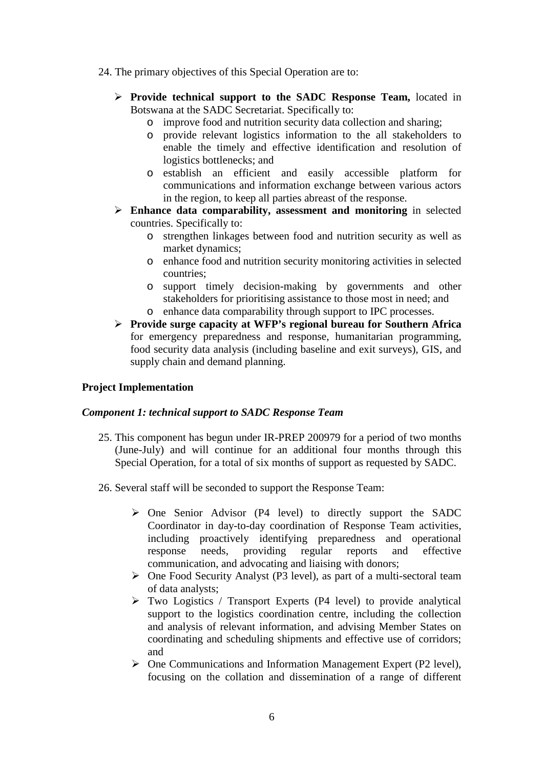24. The primary objectives of this Special Operation are to:

- **Provide technical support to the SADC Response Team,** located in Botswana at the SADC Secretariat. Specifically to:
  - improve food and nutrition security data collection and sharing;
  - provide relevant logistics information to the all stakeholders to enable the timely and effective identification and resolution of logistics bottlenecks; and
  - establish an efficient and easily accessible platform for communications and information exchange between various actors in the region, to keep all parties abreast of the response.
- **Enhance data comparability, assessment and monitoring** in selected countries. Specifically to:
  - strengthen linkages between food and nutrition security as well as market dynamics;
  - enhance food and nutrition security monitoring activities in selected countries;
  - support timely decision-making by governments and other stakeholders for prioritising assistance to those most in need; and
  - enhance data comparability through support to IPC processes.
- **Provide surge capacity at WFP's regional bureau for Southern Africa** for emergency preparedness and response, humanitarian programming, food security data analysis (including baseline and exit surveys), GIS, and supply chain and demand planning.

## Project Implementation

### *Component 1: technical support to SADC Response Team*

25. This component has begun under IR-PREP 200979 for a period of two months (June-July) and will continue for an additional four months through this Special Operation, for a total of six months of support as requested by SADC.

26. Several staff will be seconded to support the Response Team:

- One Senior Advisor (P4 level) to directly support the SADC Coordinator in day-to-day coordination of Response Team activities, including proactively identifying preparedness and operational response needs, providing regular reports and effective communication, and advocating and liaising with donors;
- One Food Security Analyst (P3 level), as part of a multi-sectoral team of data analysts;
- Two Logistics / Transport Experts (P4 level) to provide analytical support to the logistics coordination centre, including the collection and analysis of relevant information, and advising Member States on coordinating and scheduling shipments and effective use of corridors; and
- One Communications and Information Management Expert (P2 level), focusing on the collation and dissemination of a range of different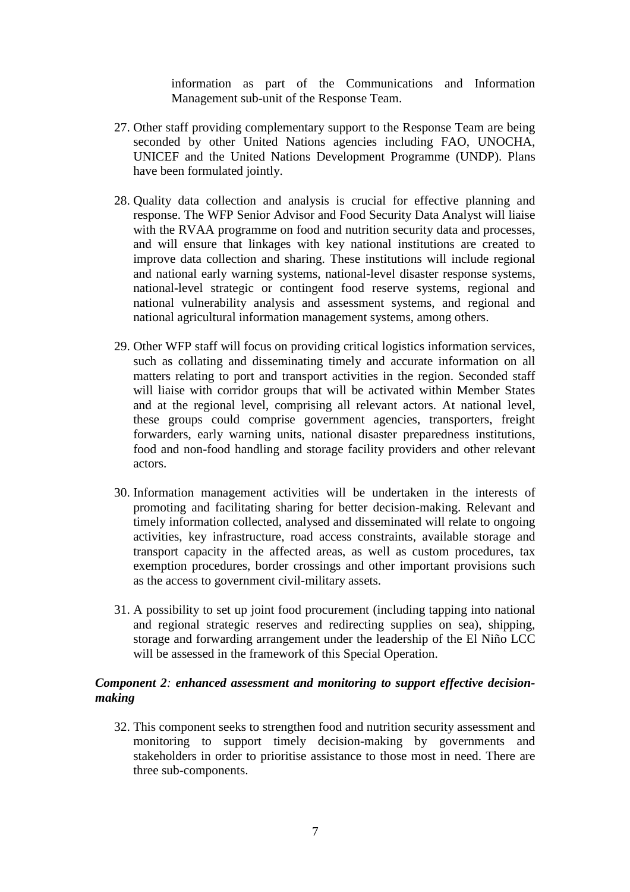information as part of the Communications and Information Management sub-unit of the Response Team.

27. Other staff providing complementary support to the Response Team are being seconded by other United Nations agencies including FAO, UNOCHA, UNICEF and the United Nations Development Programme (UNDP). Plans have been formulated jointly.

28. Quality data collection and analysis is crucial for effective planning and response. The WFP Senior Advisor and Food Security Data Analyst will liaise with the RVAA programme on food and nutrition security data and processes, and will ensure that linkages with key national institutions are created to improve data collection and sharing. These institutions will include regional and national early warning systems, national-level disaster response systems, national-level strategic or contingent food reserve systems, regional and national vulnerability analysis and assessment systems, and regional and national agricultural information management systems, among others.

29. Other WFP staff will focus on providing critical logistics information services, such as collating and disseminating timely and accurate information on all matters relating to port and transport activities in the region. Seconded staff will liaise with corridor groups that will be activated within Member States and at the regional level, comprising all relevant actors. At national level, these groups could comprise government agencies, transporters, freight forwarders, early warning units, national disaster preparedness institutions, food and non-food handling and storage facility providers and other relevant actors.

30. Information management activities will be undertaken in the interests of promoting and facilitating sharing for better decision-making. Relevant and timely information collected, analysed and disseminated will relate to ongoing activities, key infrastructure, road access constraints, available storage and transport capacity in the affected areas, as well as custom procedures, tax exemption procedures, border crossings and other important provisions such as the access to government civil-military assets.

31. A possibility to set up joint food procurement (including tapping into national and regional strategic reserves and redirecting supplies on sea), shipping, storage and forwarding arrangement under the leadership of the El Niño LCC will be assessed in the framework of this Special Operation.

***Component 2: enhanced assessment and monitoring to support effective decision-making***

32. This component seeks to strengthen food and nutrition security assessment and monitoring to support timely decision-making by governments and stakeholders in order to prioritise assistance to those most in need. There are three sub-components.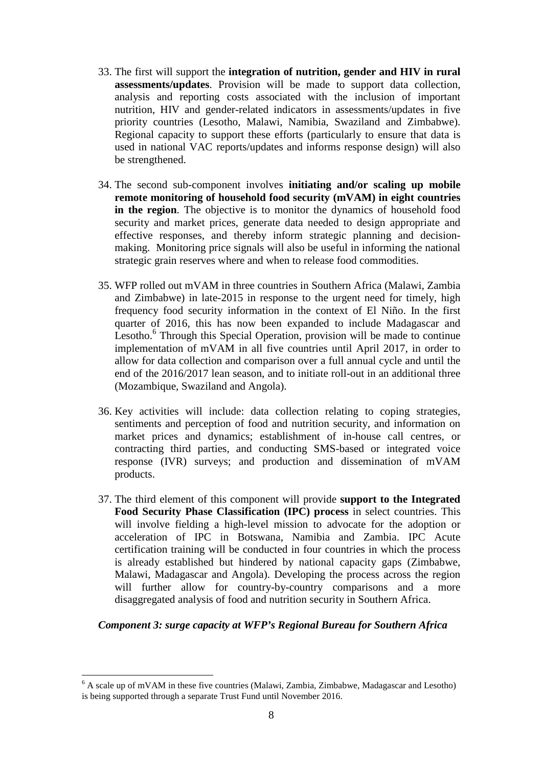33. The first will support the **integration of nutrition, gender and HIV in rural assessments/updates**. Provision will be made to support data collection, analysis and reporting costs associated with the inclusion of important nutrition, HIV and gender-related indicators in assessments/updates in five priority countries (Lesotho, Malawi, Namibia, Swaziland and Zimbabwe). Regional capacity to support these efforts (particularly to ensure that data is used in national VAC reports/updates and informs response design) will also be strengthened.

34. The second sub-component involves **initiating and/or scaling up mobile remote monitoring of household food security (mVAM) in eight countries in the region**. The objective is to monitor the dynamics of household food security and market prices, generate data needed to design appropriate and effective responses, and thereby inform strategic planning and decision-making. Monitoring price signals will also be useful in informing the national strategic grain reserves where and when to release food commodities.

35. WFP rolled out mVAM in three countries in Southern Africa (Malawi, Zambia and Zimbabwe) in late-2015 in response to the urgent need for timely, high frequency food security information in the context of El Niño. In the first quarter of 2016, this has now been expanded to include Madagascar and Lesotho.[6] Through this Special Operation, provision will be made to continue implementation of mVAM in all five countries until April 2017, in order to allow for data collection and comparison over a full annual cycle and until the end of the 2016/2017 lean season, and to initiate roll-out in an additional three (Mozambique, Swaziland and Angola).

36. Key activities will include: data collection relating to coping strategies, sentiments and perception of food and nutrition security, and information on market prices and dynamics; establishment of in-house call centres, or contracting third parties, and conducting SMS-based or integrated voice response (IVR) surveys; and production and dissemination of mVAM products.

37. The third element of this component will provide **support to the Integrated Food Security Phase Classification (IPC) process** in select countries. This will involve fielding a high-level mission to advocate for the adoption or acceleration of IPC in Botswana, Namibia and Zambia. IPC Acute certification training will be conducted in four countries in which the process is already established but hindered by national capacity gaps (Zimbabwe, Malawi, Madagascar and Angola). Developing the process across the region will further allow for country-by-country comparisons and a more disaggregated analysis of food and nutrition security in Southern Africa.

***Component 3: surge capacity at WFP's Regional Bureau for Southern Africa***

[6] A scale up of mVAM in these five countries (Malawi, Zambia, Zimbabwe, Madagascar and Lesotho) is being supported through a separate Trust Fund until November 2016.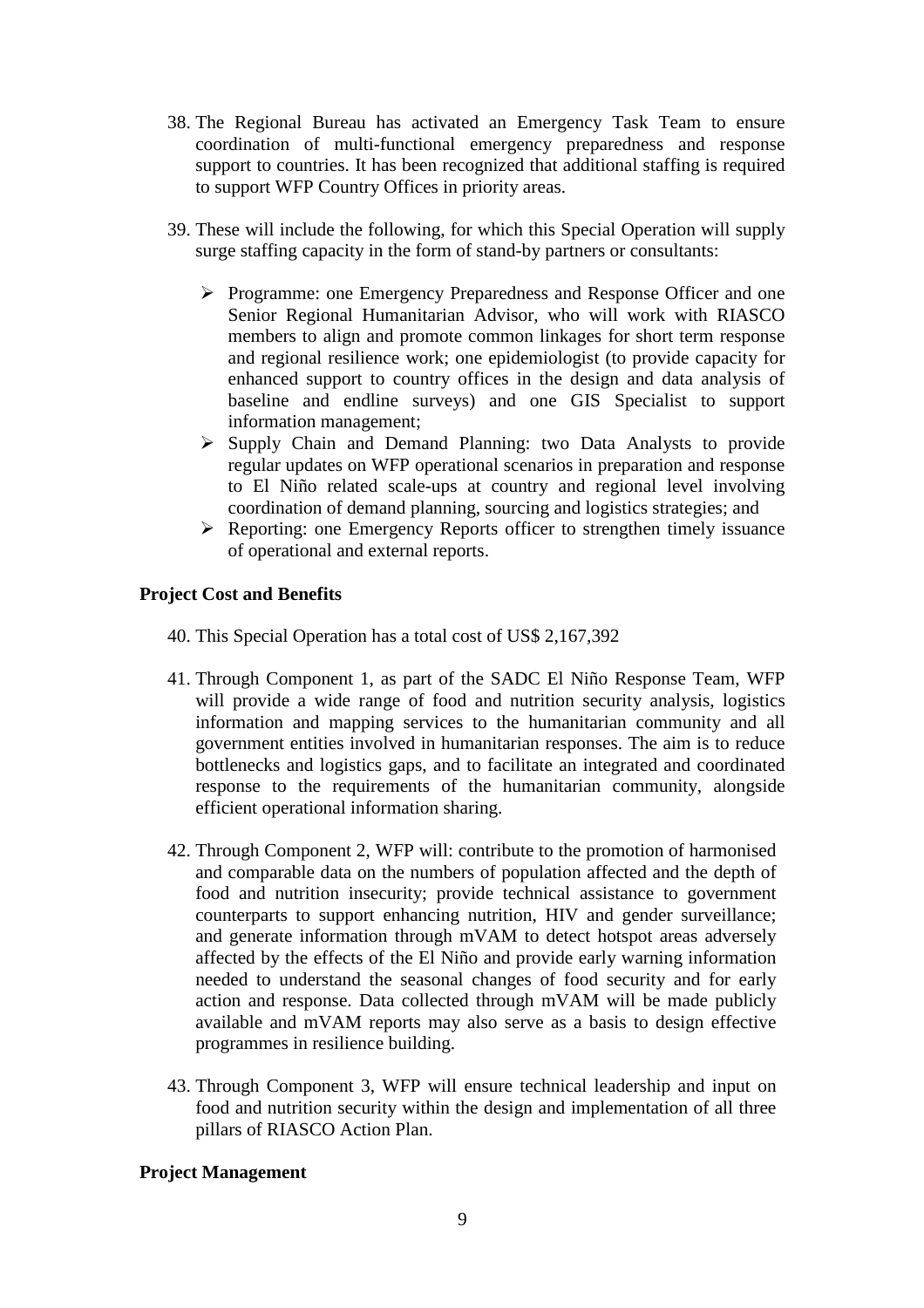38. The Regional Bureau has activated an Emergency Task Team to ensure coordination of multi-functional emergency preparedness and response support to countries. It has been recognized that additional staffing is required to support WFP Country Offices in priority areas.

39. These will include the following, for which this Special Operation will supply surge staffing capacity in the form of stand-by partners or consultants:

   - Programme: one Emergency Preparedness and Response Officer and one Senior Regional Humanitarian Advisor, who will work with RIASCO members to align and promote common linkages for short term response and regional resilience work; one epidemiologist (to provide capacity for enhanced support to country offices in the design and data analysis of baseline and endline surveys) and one GIS Specialist to support information management;
   - Supply Chain and Demand Planning: two Data Analysts to provide regular updates on WFP operational scenarios in preparation and response to El Niño related scale-ups at country and regional level involving coordination of demand planning, sourcing and logistics strategies; and
   - Reporting: one Emergency Reports officer to strengthen timely issuance of operational and external reports.

**Project Cost and Benefits**

40. This Special Operation has a total cost of US$ 2,167,392

41. Through Component 1, as part of the SADC El Niño Response Team, WFP will provide a wide range of food and nutrition security analysis, logistics information and mapping services to the humanitarian community and all government entities involved in humanitarian responses. The aim is to reduce bottlenecks and logistics gaps, and to facilitate an integrated and coordinated response to the requirements of the humanitarian community, alongside efficient operational information sharing.

42. Through Component 2, WFP will: contribute to the promotion of harmonised and comparable data on the numbers of population affected and the depth of food and nutrition insecurity; provide technical assistance to government counterparts to support enhancing nutrition, HIV and gender surveillance; and generate information through mVAM to detect hotspot areas adversely affected by the effects of the El Niño and provide early warning information needed to understand the seasonal changes of food security and for early action and response. Data collected through mVAM will be made publicly available and mVAM reports may also serve as a basis to design effective programmes in resilience building.

43. Through Component 3, WFP will ensure technical leadership and input on food and nutrition security within the design and implementation of all three pillars of RIASCO Action Plan.

**Project Management**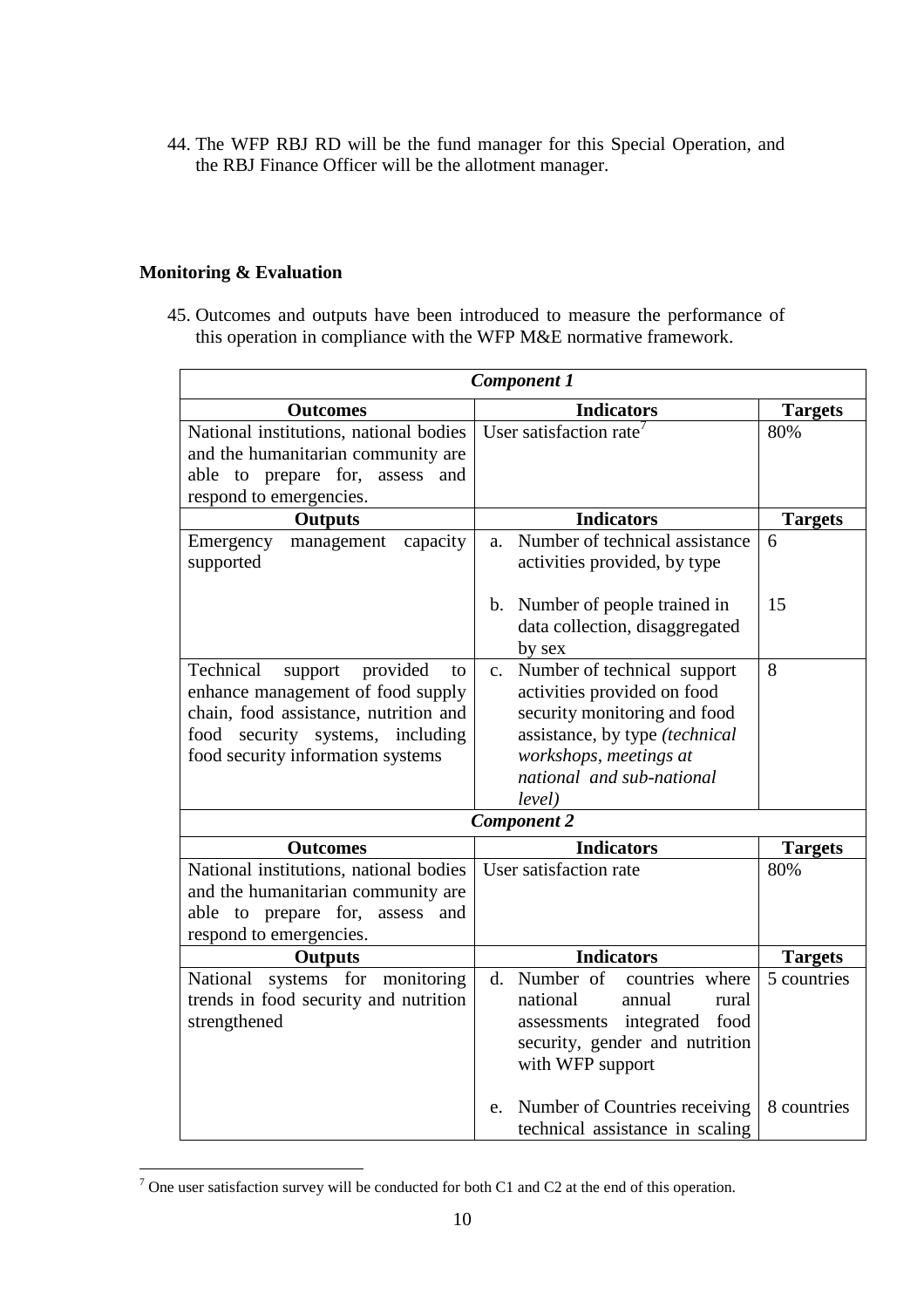44. The WFP RBJ RD will be the fund manager for this Special Operation, and the RBJ Finance Officer will be the allotment manager.

**Monitoring & Evaluation**

45. Outcomes and outputs have been introduced to measure the performance of this operation in compliance with the WFP M&E normative framework.

| ***Component 1*** | | |
|---|---|---|
| **Outcomes** | **Indicators** | **Targets** |
| National institutions, national bodies and the humanitarian community are able to prepare for, assess and respond to emergencies. | User satisfaction rate[7] | 80% |
| **Outputs** | **Indicators** | **Targets** |
| Emergency management capacity supported | a. Number of technical assistance activities provided, by type | 6 |
| | b. Number of people trained in data collection, disaggregated by sex | 15 |
| Technical support provided to enhance management of food supply chain, food assistance, nutrition and food security systems, including food security information systems | c. Number of technical support activities provided on food security monitoring and food assistance, by type *(technical workshops, meetings at national and sub-national level)* | 8 |
| ***Component 2*** | | |
| **Outcomes** | **Indicators** | **Targets** |
| National institutions, national bodies and the humanitarian community are able to prepare for, assess and respond to emergencies. | User satisfaction rate | 80% |
| **Outputs** | **Indicators** | **Targets** |
| National systems for monitoring trends in food security and nutrition strengthened | d. Number of countries where national annual rural assessments integrated food security, gender and nutrition with WFP support | 5 countries |
| | e. Number of Countries receiving technical assistance in scaling | 8 countries |

[7] One user satisfaction survey will be conducted for both C1 and C2 at the end of this operation.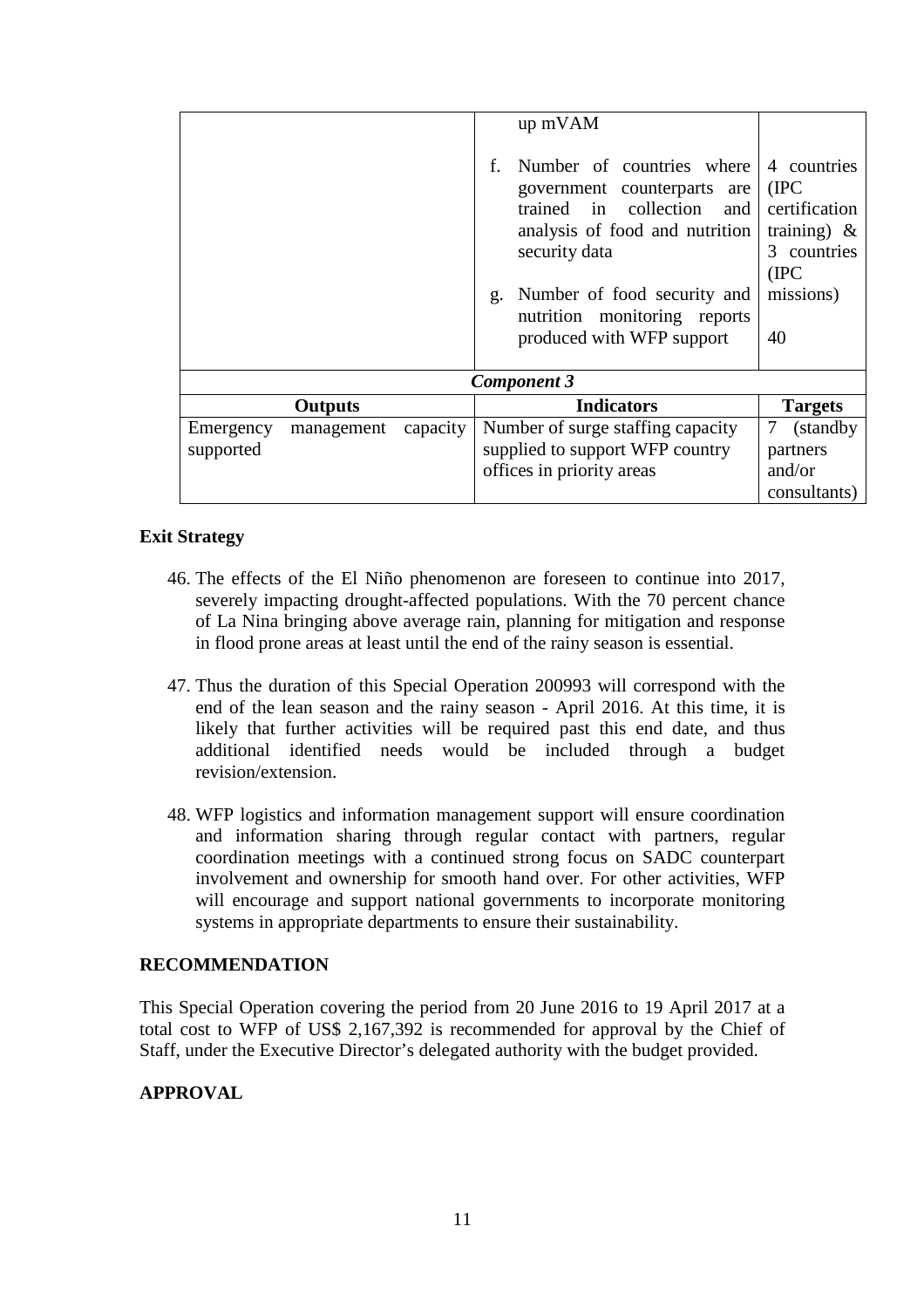| | | |
|---|---|---|
| | up mVAM | |
| | f. Number of countries where government counterparts are trained in collection and analysis of food and nutrition security data | 4 countries (IPC certification training) & 3 countries (IPC missions) |
| | g. Number of food security and nutrition monitoring reports produced with WFP support | 40 |
| ***Component 3*** | | |
| **Outputs** | **Indicators** | **Targets** |
| Emergency management capacity supported | Number of surge staffing capacity supplied to support WFP country offices in priority areas | 7 (standby partners and/or consultants) |

**Exit Strategy**

46. The effects of the El Niño phenomenon are foreseen to continue into 2017, severely impacting drought-affected populations. With the 70 percent chance of La Nina bringing above average rain, planning for mitigation and response in flood prone areas at least until the end of the rainy season is essential.

47. Thus the duration of this Special Operation 200993 will correspond with the end of the lean season and the rainy season - April 2016. At this time, it is likely that further activities will be required past this end date, and thus additional identified needs would be included through a budget revision/extension.

48. WFP logistics and information management support will ensure coordination and information sharing through regular contact with partners, regular coordination meetings with a continued strong focus on SADC counterpart involvement and ownership for smooth hand over. For other activities, WFP will encourage and support national governments to incorporate monitoring systems in appropriate departments to ensure their sustainability.

**RECOMMENDATION**

This Special Operation covering the period from 20 June 2016 to 19 April 2017 at a total cost to WFP of US$ 2,167,392 is recommended for approval by the Chief of Staff, under the Executive Director's delegated authority with the budget provided.

**APPROVAL**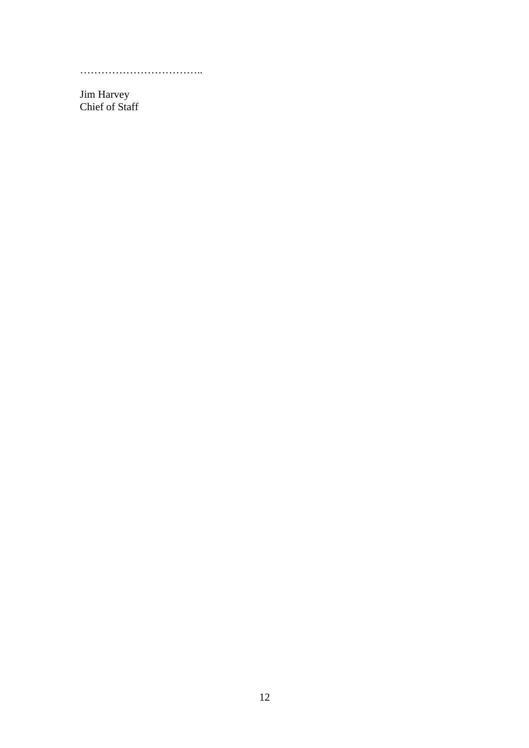……………………………..

Jim Harvey
Chief of Staff